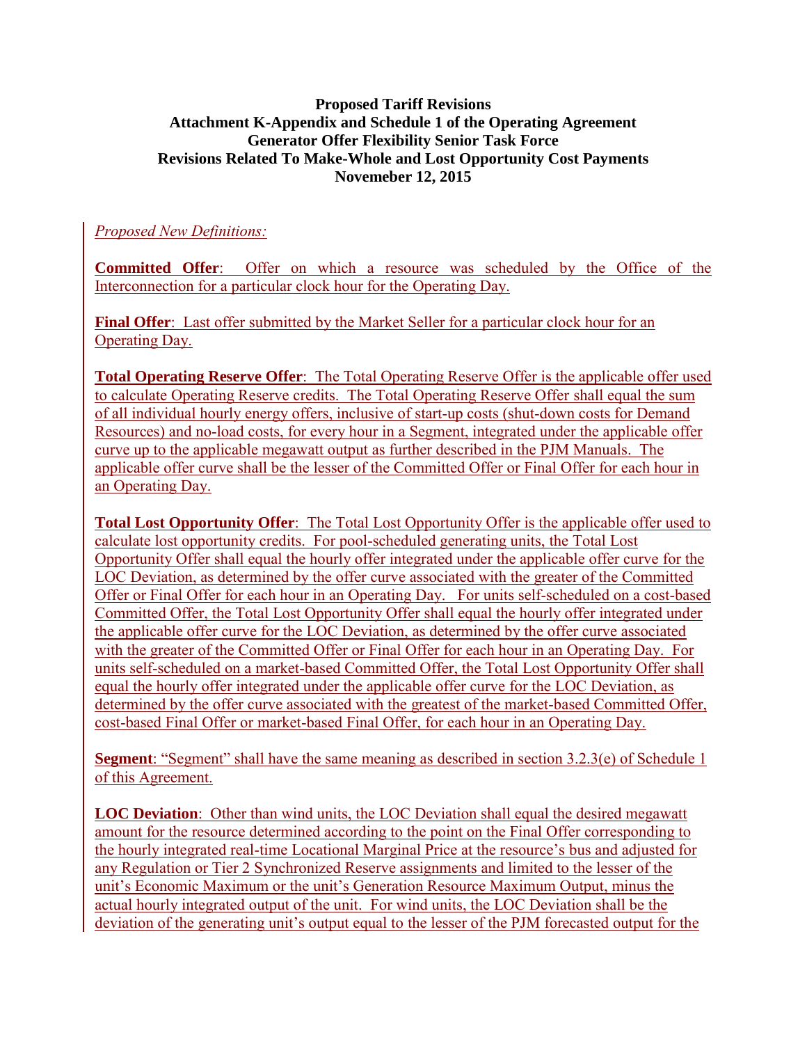**Proposed Tariff Revisions**
**Attachment K-Appendix and Schedule 1 of the Operating Agreement**
**Generator Offer Flexibility Senior Task Force**
**Revisions Related To Make-Whole and Lost Opportunity Cost Payments**
**Novemeber 12, 2015**

*Proposed New Definitions:*

**Committed Offer**: Offer on which a resource was scheduled by the Office of the Interconnection for a particular clock hour for the Operating Day.

**Final Offer**: Last offer submitted by the Market Seller for a particular clock hour for an Operating Day.

**Total Operating Reserve Offer**: The Total Operating Reserve Offer is the applicable offer used to calculate Operating Reserve credits. The Total Operating Reserve Offer shall equal the sum of all individual hourly energy offers, inclusive of start-up costs (shut-down costs for Demand Resources) and no-load costs, for every hour in a Segment, integrated under the applicable offer curve up to the applicable megawatt output as further described in the PJM Manuals. The applicable offer curve shall be the lesser of the Committed Offer or Final Offer for each hour in an Operating Day.

**Total Lost Opportunity Offer**: The Total Lost Opportunity Offer is the applicable offer used to calculate lost opportunity credits. For pool-scheduled generating units, the Total Lost Opportunity Offer shall equal the hourly offer integrated under the applicable offer curve for the LOC Deviation, as determined by the offer curve associated with the greater of the Committed Offer or Final Offer for each hour in an Operating Day. For units self-scheduled on a cost-based Committed Offer, the Total Lost Opportunity Offer shall equal the hourly offer integrated under the applicable offer curve for the LOC Deviation, as determined by the offer curve associated with the greater of the Committed Offer or Final Offer for each hour in an Operating Day. For units self-scheduled on a market-based Committed Offer, the Total Lost Opportunity Offer shall equal the hourly offer integrated under the applicable offer curve for the LOC Deviation, as determined by the offer curve associated with the greatest of the market-based Committed Offer, cost-based Final Offer or market-based Final Offer, for each hour in an Operating Day.

**Segment**: "Segment" shall have the same meaning as described in section 3.2.3(e) of Schedule 1 of this Agreement.

**LOC Deviation**: Other than wind units, the LOC Deviation shall equal the desired megawatt amount for the resource determined according to the point on the Final Offer corresponding to the hourly integrated real-time Locational Marginal Price at the resource's bus and adjusted for any Regulation or Tier 2 Synchronized Reserve assignments and limited to the lesser of the unit's Economic Maximum or the unit's Generation Resource Maximum Output, minus the actual hourly integrated output of the unit. For wind units, the LOC Deviation shall be the deviation of the generating unit's output equal to the lesser of the PJM forecasted output for the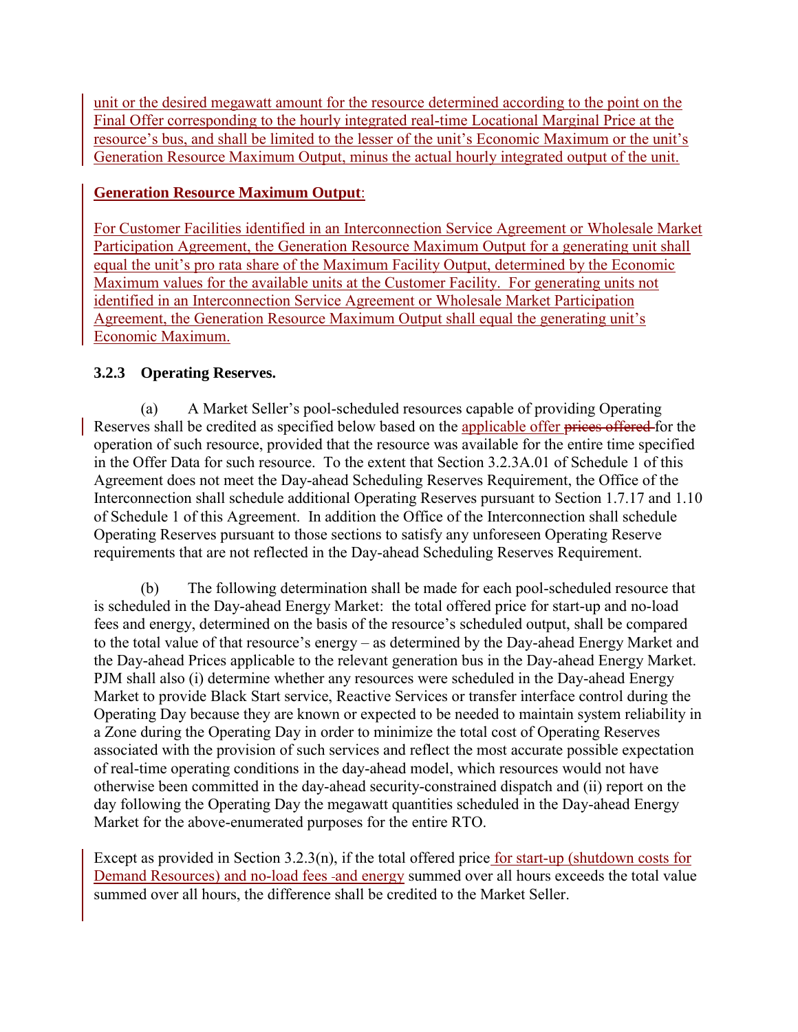unit or the desired megawatt amount for the resource determined according to the point on the Final Offer corresponding to the hourly integrated real-time Locational Marginal Price at the resource's bus, and shall be limited to the lesser of the unit's Economic Maximum or the unit's Generation Resource Maximum Output, minus the actual hourly integrated output of the unit.

**Generation Resource Maximum Output**:

For Customer Facilities identified in an Interconnection Service Agreement or Wholesale Market Participation Agreement, the Generation Resource Maximum Output for a generating unit shall equal the unit's pro rata share of the Maximum Facility Output, determined by the Economic Maximum values for the available units at the Customer Facility. For generating units not identified in an Interconnection Service Agreement or Wholesale Market Participation Agreement, the Generation Resource Maximum Output shall equal the generating unit's Economic Maximum.

### 3.2.3 Operating Reserves.

(a) A Market Seller's pool-scheduled resources capable of providing Operating Reserves shall be credited as specified below based on the applicable offer ~~prices offered~~ for the operation of such resource, provided that the resource was available for the entire time specified in the Offer Data for such resource. To the extent that Section 3.2.3A.01 of Schedule 1 of this Agreement does not meet the Day-ahead Scheduling Reserves Requirement, the Office of the Interconnection shall schedule additional Operating Reserves pursuant to Section 1.7.17 and 1.10 of Schedule 1 of this Agreement. In addition the Office of the Interconnection shall schedule Operating Reserves pursuant to those sections to satisfy any unforeseen Operating Reserve requirements that are not reflected in the Day-ahead Scheduling Reserves Requirement.

(b) The following determination shall be made for each pool-scheduled resource that is scheduled in the Day-ahead Energy Market: the total offered price for start-up and no-load fees and energy, determined on the basis of the resource's scheduled output, shall be compared to the total value of that resource's energy – as determined by the Day-ahead Energy Market and the Day-ahead Prices applicable to the relevant generation bus in the Day-ahead Energy Market. PJM shall also (i) determine whether any resources were scheduled in the Day-ahead Energy Market to provide Black Start service, Reactive Services or transfer interface control during the Operating Day because they are known or expected to be needed to maintain system reliability in a Zone during the Operating Day in order to minimize the total cost of Operating Reserves associated with the provision of such services and reflect the most accurate possible expectation of real-time operating conditions in the day-ahead model, which resources would not have otherwise been committed in the day-ahead security-constrained dispatch and (ii) report on the day following the Operating Day the megawatt quantities scheduled in the Day-ahead Energy Market for the above-enumerated purposes for the entire RTO.

Except as provided in Section 3.2.3(n), if the total offered price for start-up (shutdown costs for Demand Resources) and no-load fees and energy summed over all hours exceeds the total value summed over all hours, the difference shall be credited to the Market Seller.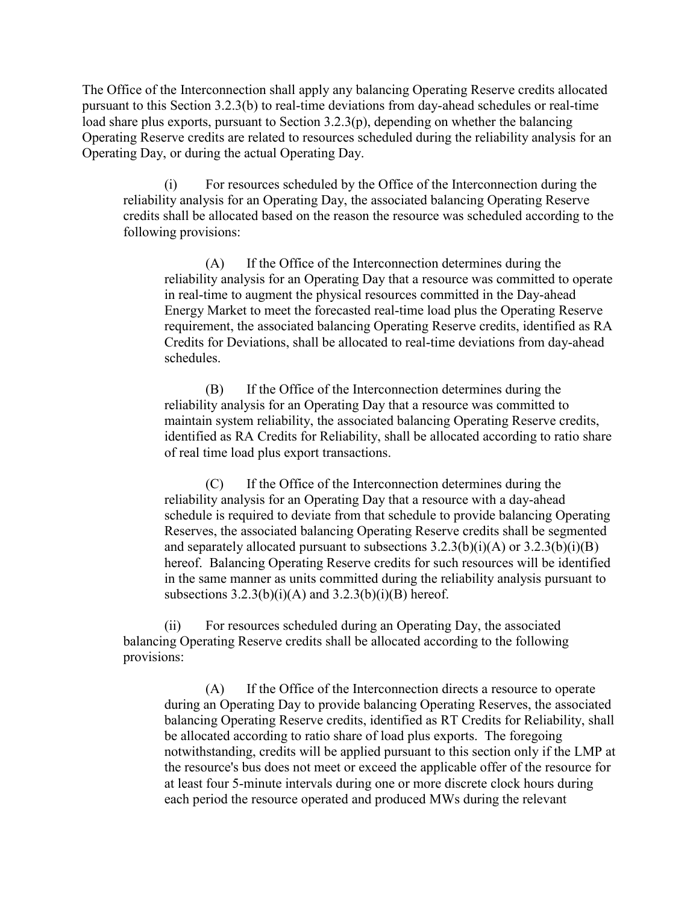The Office of the Interconnection shall apply any balancing Operating Reserve credits allocated pursuant to this Section 3.2.3(b) to real-time deviations from day-ahead schedules or real-time load share plus exports, pursuant to Section 3.2.3(p), depending on whether the balancing Operating Reserve credits are related to resources scheduled during the reliability analysis for an Operating Day, or during the actual Operating Day.

(i) For resources scheduled by the Office of the Interconnection during the reliability analysis for an Operating Day, the associated balancing Operating Reserve credits shall be allocated based on the reason the resource was scheduled according to the following provisions:

(A) If the Office of the Interconnection determines during the reliability analysis for an Operating Day that a resource was committed to operate in real-time to augment the physical resources committed in the Day-ahead Energy Market to meet the forecasted real-time load plus the Operating Reserve requirement, the associated balancing Operating Reserve credits, identified as RA Credits for Deviations, shall be allocated to real-time deviations from day-ahead schedules.

(B) If the Office of the Interconnection determines during the reliability analysis for an Operating Day that a resource was committed to maintain system reliability, the associated balancing Operating Reserve credits, identified as RA Credits for Reliability, shall be allocated according to ratio share of real time load plus export transactions.

(C) If the Office of the Interconnection determines during the reliability analysis for an Operating Day that a resource with a day-ahead schedule is required to deviate from that schedule to provide balancing Operating Reserves, the associated balancing Operating Reserve credits shall be segmented and separately allocated pursuant to subsections 3.2.3(b)(i)(A) or 3.2.3(b)(i)(B) hereof. Balancing Operating Reserve credits for such resources will be identified in the same manner as units committed during the reliability analysis pursuant to subsections 3.2.3(b)(i)(A) and 3.2.3(b)(i)(B) hereof.

(ii) For resources scheduled during an Operating Day, the associated balancing Operating Reserve credits shall be allocated according to the following provisions:

(A) If the Office of the Interconnection directs a resource to operate during an Operating Day to provide balancing Operating Reserves, the associated balancing Operating Reserve credits, identified as RT Credits for Reliability, shall be allocated according to ratio share of load plus exports. The foregoing notwithstanding, credits will be applied pursuant to this section only if the LMP at the resource's bus does not meet or exceed the applicable offer of the resource for at least four 5-minute intervals during one or more discrete clock hours during each period the resource operated and produced MWs during the relevant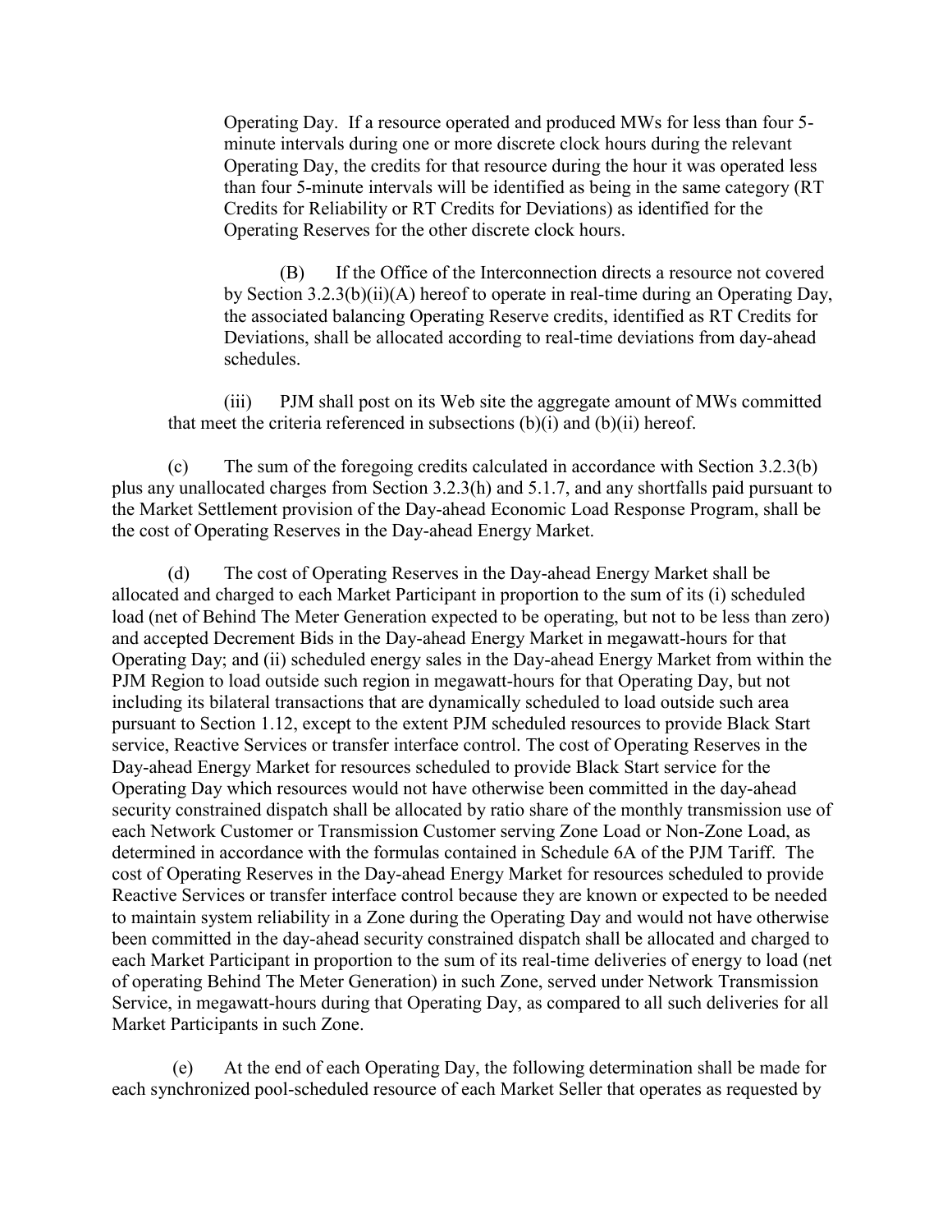Operating Day. If a resource operated and produced MWs for less than four 5-minute intervals during one or more discrete clock hours during the relevant Operating Day, the credits for that resource during the hour it was operated less than four 5-minute intervals will be identified as being in the same category (RT Credits for Reliability or RT Credits for Deviations) as identified for the Operating Reserves for the other discrete clock hours.

(B) If the Office of the Interconnection directs a resource not covered by Section 3.2.3(b)(ii)(A) hereof to operate in real-time during an Operating Day, the associated balancing Operating Reserve credits, identified as RT Credits for Deviations, shall be allocated according to real-time deviations from day-ahead schedules.

(iii) PJM shall post on its Web site the aggregate amount of MWs committed that meet the criteria referenced in subsections (b)(i) and (b)(ii) hereof.

(c) The sum of the foregoing credits calculated in accordance with Section 3.2.3(b) plus any unallocated charges from Section 3.2.3(h) and 5.1.7, and any shortfalls paid pursuant to the Market Settlement provision of the Day-ahead Economic Load Response Program, shall be the cost of Operating Reserves in the Day-ahead Energy Market.

(d) The cost of Operating Reserves in the Day-ahead Energy Market shall be allocated and charged to each Market Participant in proportion to the sum of its (i) scheduled load (net of Behind The Meter Generation expected to be operating, but not to be less than zero) and accepted Decrement Bids in the Day-ahead Energy Market in megawatt-hours for that Operating Day; and (ii) scheduled energy sales in the Day-ahead Energy Market from within the PJM Region to load outside such region in megawatt-hours for that Operating Day, but not including its bilateral transactions that are dynamically scheduled to load outside such area pursuant to Section 1.12, except to the extent PJM scheduled resources to provide Black Start service, Reactive Services or transfer interface control. The cost of Operating Reserves in the Day-ahead Energy Market for resources scheduled to provide Black Start service for the Operating Day which resources would not have otherwise been committed in the day-ahead security constrained dispatch shall be allocated by ratio share of the monthly transmission use of each Network Customer or Transmission Customer serving Zone Load or Non-Zone Load, as determined in accordance with the formulas contained in Schedule 6A of the PJM Tariff. The cost of Operating Reserves in the Day-ahead Energy Market for resources scheduled to provide Reactive Services or transfer interface control because they are known or expected to be needed to maintain system reliability in a Zone during the Operating Day and would not have otherwise been committed in the day-ahead security constrained dispatch shall be allocated and charged to each Market Participant in proportion to the sum of its real-time deliveries of energy to load (net of operating Behind The Meter Generation) in such Zone, served under Network Transmission Service, in megawatt-hours during that Operating Day, as compared to all such deliveries for all Market Participants in such Zone.

(e) At the end of each Operating Day, the following determination shall be made for each synchronized pool-scheduled resource of each Market Seller that operates as requested by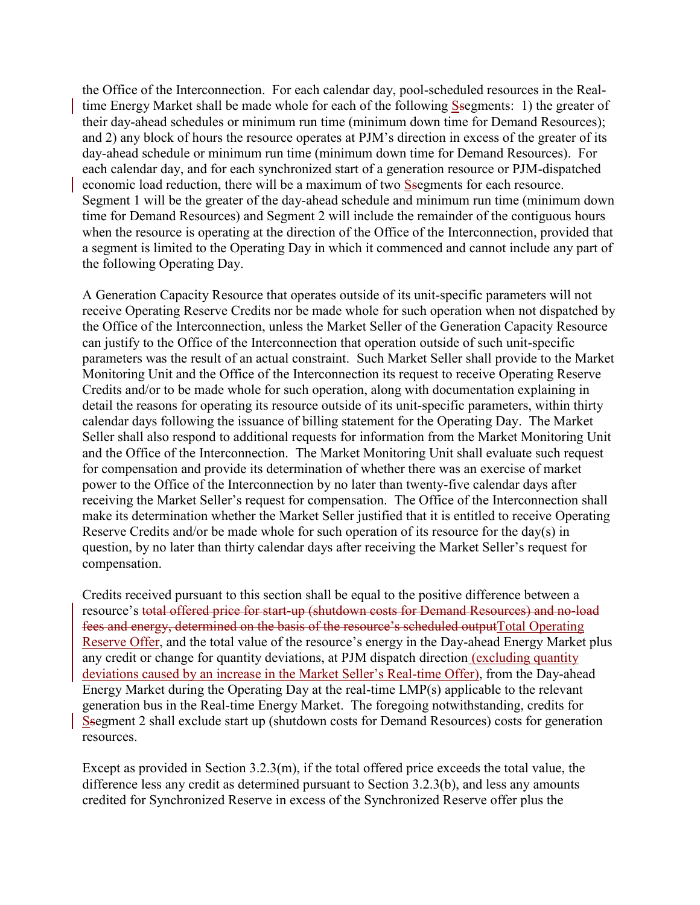the Office of the Interconnection. For each calendar day, pool-scheduled resources in the Real-time Energy Market shall be made whole for each of the following ~~s~~Segments: 1) the greater of their day-ahead schedules or minimum run time (minimum down time for Demand Resources); and 2) any block of hours the resource operates at PJM's direction in excess of the greater of its day-ahead schedule or minimum run time (minimum down time for Demand Resources). For each calendar day, and for each synchronized start of a generation resource or PJM-dispatched economic load reduction, there will be a maximum of two ~~s~~Segments for each resource. Segment 1 will be the greater of the day-ahead schedule and minimum run time (minimum down time for Demand Resources) and Segment 2 will include the remainder of the contiguous hours when the resource is operating at the direction of the Office of the Interconnection, provided that a segment is limited to the Operating Day in which it commenced and cannot include any part of the following Operating Day.

A Generation Capacity Resource that operates outside of its unit-specific parameters will not receive Operating Reserve Credits nor be made whole for such operation when not dispatched by the Office of the Interconnection, unless the Market Seller of the Generation Capacity Resource can justify to the Office of the Interconnection that operation outside of such unit-specific parameters was the result of an actual constraint. Such Market Seller shall provide to the Market Monitoring Unit and the Office of the Interconnection its request to receive Operating Reserve Credits and/or to be made whole for such operation, along with documentation explaining in detail the reasons for operating its resource outside of its unit-specific parameters, within thirty calendar days following the issuance of billing statement for the Operating Day. The Market Seller shall also respond to additional requests for information from the Market Monitoring Unit and the Office of the Interconnection. The Market Monitoring Unit shall evaluate such request for compensation and provide its determination of whether there was an exercise of market power to the Office of the Interconnection by no later than twenty-five calendar days after receiving the Market Seller's request for compensation. The Office of the Interconnection shall make its determination whether the Market Seller justified that it is entitled to receive Operating Reserve Credits and/or be made whole for such operation of its resource for the day(s) in question, by no later than thirty calendar days after receiving the Market Seller's request for compensation.

Credits received pursuant to this section shall be equal to the positive difference between a resource's ~~total offered price for start-up (shutdown costs for Demand Resources) and no-load fees and energy, determined on the basis of the resource's scheduled output~~Total Operating Reserve Offer, and the total value of the resource's energy in the Day-ahead Energy Market plus any credit or change for quantity deviations, at PJM dispatch direction (excluding quantity deviations caused by an increase in the Market Seller's Real-time Offer), from the Day-ahead Energy Market during the Operating Day at the real-time LMP(s) applicable to the relevant generation bus in the Real-time Energy Market. The foregoing notwithstanding, credits for ~~s~~Segment 2 shall exclude start up (shutdown costs for Demand Resources) costs for generation resources.

Except as provided in Section 3.2.3(m), if the total offered price exceeds the total value, the difference less any credit as determined pursuant to Section 3.2.3(b), and less any amounts credited for Synchronized Reserve in excess of the Synchronized Reserve offer plus the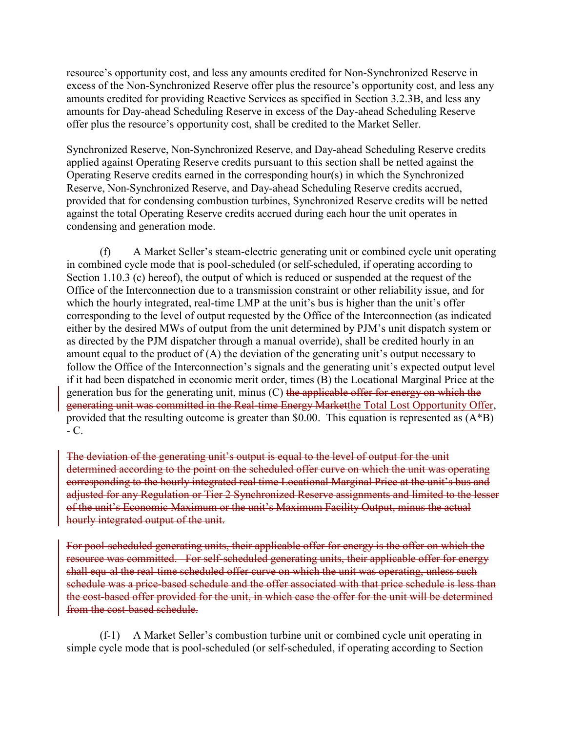resource's opportunity cost, and less any amounts credited for Non-Synchronized Reserve in excess of the Non-Synchronized Reserve offer plus the resource's opportunity cost, and less any amounts credited for providing Reactive Services as specified in Section 3.2.3B, and less any amounts for Day-ahead Scheduling Reserve in excess of the Day-ahead Scheduling Reserve offer plus the resource's opportunity cost, shall be credited to the Market Seller.

Synchronized Reserve, Non-Synchronized Reserve, and Day-ahead Scheduling Reserve credits applied against Operating Reserve credits pursuant to this section shall be netted against the Operating Reserve credits earned in the corresponding hour(s) in which the Synchronized Reserve, Non-Synchronized Reserve, and Day-ahead Scheduling Reserve credits accrued, provided that for condensing combustion turbines, Synchronized Reserve credits will be netted against the total Operating Reserve credits accrued during each hour the unit operates in condensing and generation mode.

(f) A Market Seller's steam-electric generating unit or combined cycle unit operating in combined cycle mode that is pool-scheduled (or self-scheduled, if operating according to Section 1.10.3 (c) hereof), the output of which is reduced or suspended at the request of the Office of the Interconnection due to a transmission constraint or other reliability issue, and for which the hourly integrated, real-time LMP at the unit's bus is higher than the unit's offer corresponding to the level of output requested by the Office of the Interconnection (as indicated either by the desired MWs of output from the unit determined by PJM's unit dispatch system or as directed by the PJM dispatcher through a manual override), shall be credited hourly in an amount equal to the product of (A) the deviation of the generating unit's output necessary to follow the Office of the Interconnection's signals and the generating unit's expected output level if it had been dispatched in economic merit order, times (B) the Locational Marginal Price at the generation bus for the generating unit, minus (C) ~~the applicable offer for energy on which the generating unit was committed in the Real-time Energy Market~~the Total Lost Opportunity Offer, provided that the resulting outcome is greater than $0.00. This equation is represented as (A*B) - C.

~~The deviation of the generating unit's output is equal to the level of output for the unit determined according to the point on the scheduled offer curve on which the unit was operating corresponding to the hourly integrated real-time Locational Marginal Price at the unit's bus and adjusted for any Regulation or Tier 2 Synchronized Reserve assignments and limited to the lesser of the unit's Economic Maximum or the unit's Maximum Facility Output, minus the actual hourly integrated output of the unit.~~

~~For pool-scheduled generating units, their applicable offer for energy is the offer on which the resource was committed. For self-scheduled generating units, their applicable offer for energy shall equ-al the real-time scheduled offer curve on which the unit was operating, unless such schedule was a price-based schedule and the offer associated with that price schedule is less than the cost-based offer provided for the unit, in which case the offer for the unit will be determined from the cost-based schedule.~~

(f-1) A Market Seller's combustion turbine unit or combined cycle unit operating in simple cycle mode that is pool-scheduled (or self-scheduled, if operating according to Section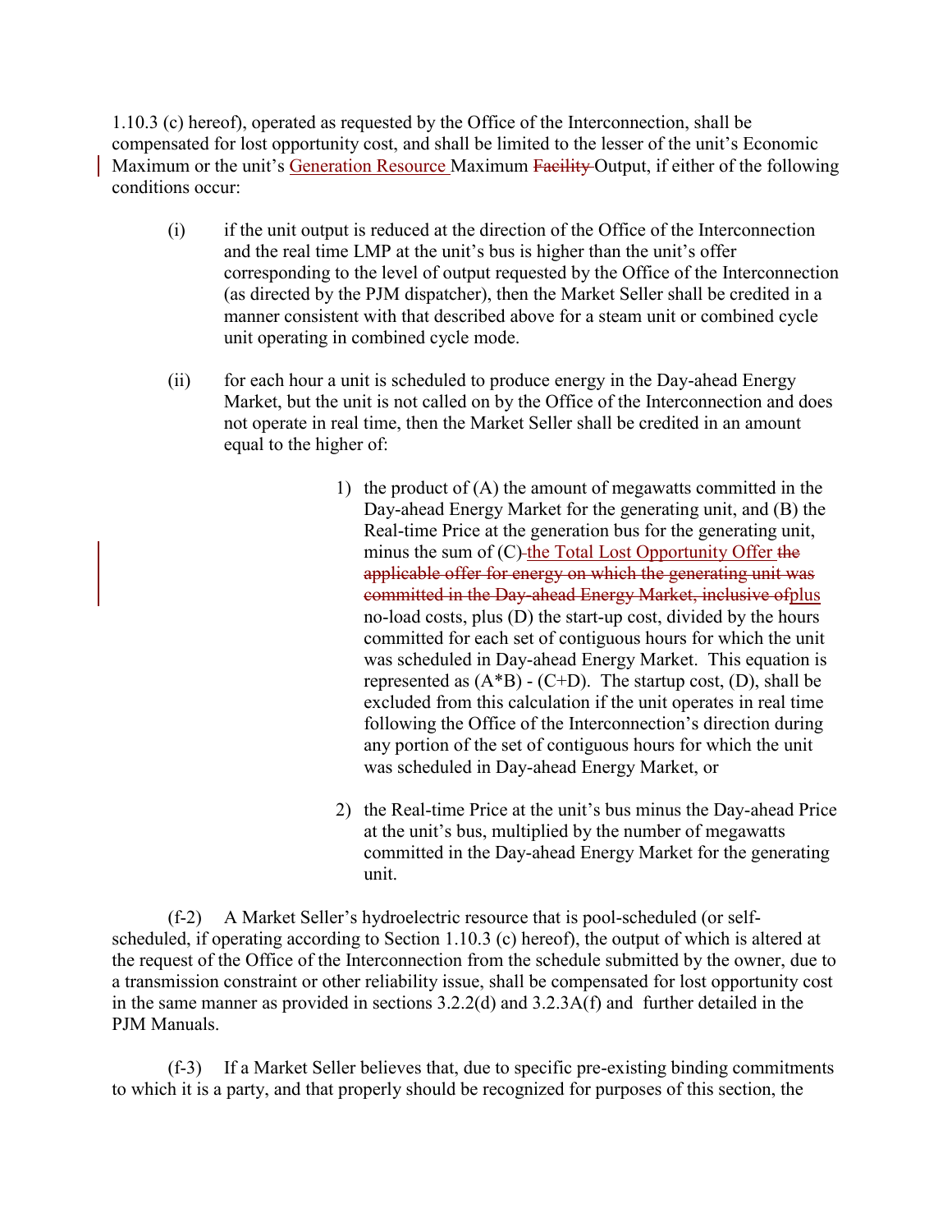1.10.3 (c) hereof), operated as requested by the Office of the Interconnection, shall be compensated for lost opportunity cost, and shall be limited to the lesser of the unit's Economic Maximum or the unit's Generation Resource Maximum ~~Facility~~ Output, if either of the following conditions occur:

(i) if the unit output is reduced at the direction of the Office of the Interconnection and the real time LMP at the unit's bus is higher than the unit's offer corresponding to the level of output requested by the Office of the Interconnection (as directed by the PJM dispatcher), then the Market Seller shall be credited in a manner consistent with that described above for a steam unit or combined cycle unit operating in combined cycle mode.

(ii) for each hour a unit is scheduled to produce energy in the Day-ahead Energy Market, but the unit is not called on by the Office of the Interconnection and does not operate in real time, then the Market Seller shall be credited in an amount equal to the higher of:

1) the product of (A) the amount of megawatts committed in the Day-ahead Energy Market for the generating unit, and (B) the Real-time Price at the generation bus for the generating unit, minus the sum of (C) the Total Lost Opportunity Offer ~~the applicable offer for energy on which the generating unit was committed in the Day-ahead Energy Market, inclusive of~~plus no-load costs, plus (D) the start-up cost, divided by the hours committed for each set of contiguous hours for which the unit was scheduled in Day-ahead Energy Market. This equation is represented as (A*B) - (C+D). The startup cost, (D), shall be excluded from this calculation if the unit operates in real time following the Office of the Interconnection's direction during any portion of the set of contiguous hours for which the unit was scheduled in Day-ahead Energy Market, or

2) the Real-time Price at the unit's bus minus the Day-ahead Price at the unit's bus, multiplied by the number of megawatts committed in the Day-ahead Energy Market for the generating unit.

(f-2) A Market Seller's hydroelectric resource that is pool-scheduled (or self-scheduled, if operating according to Section 1.10.3 (c) hereof), the output of which is altered at the request of the Office of the Interconnection from the schedule submitted by the owner, due to a transmission constraint or other reliability issue, shall be compensated for lost opportunity cost in the same manner as provided in sections 3.2.2(d) and 3.2.3A(f) and further detailed in the PJM Manuals.

(f-3) If a Market Seller believes that, due to specific pre-existing binding commitments to which it is a party, and that properly should be recognized for purposes of this section, the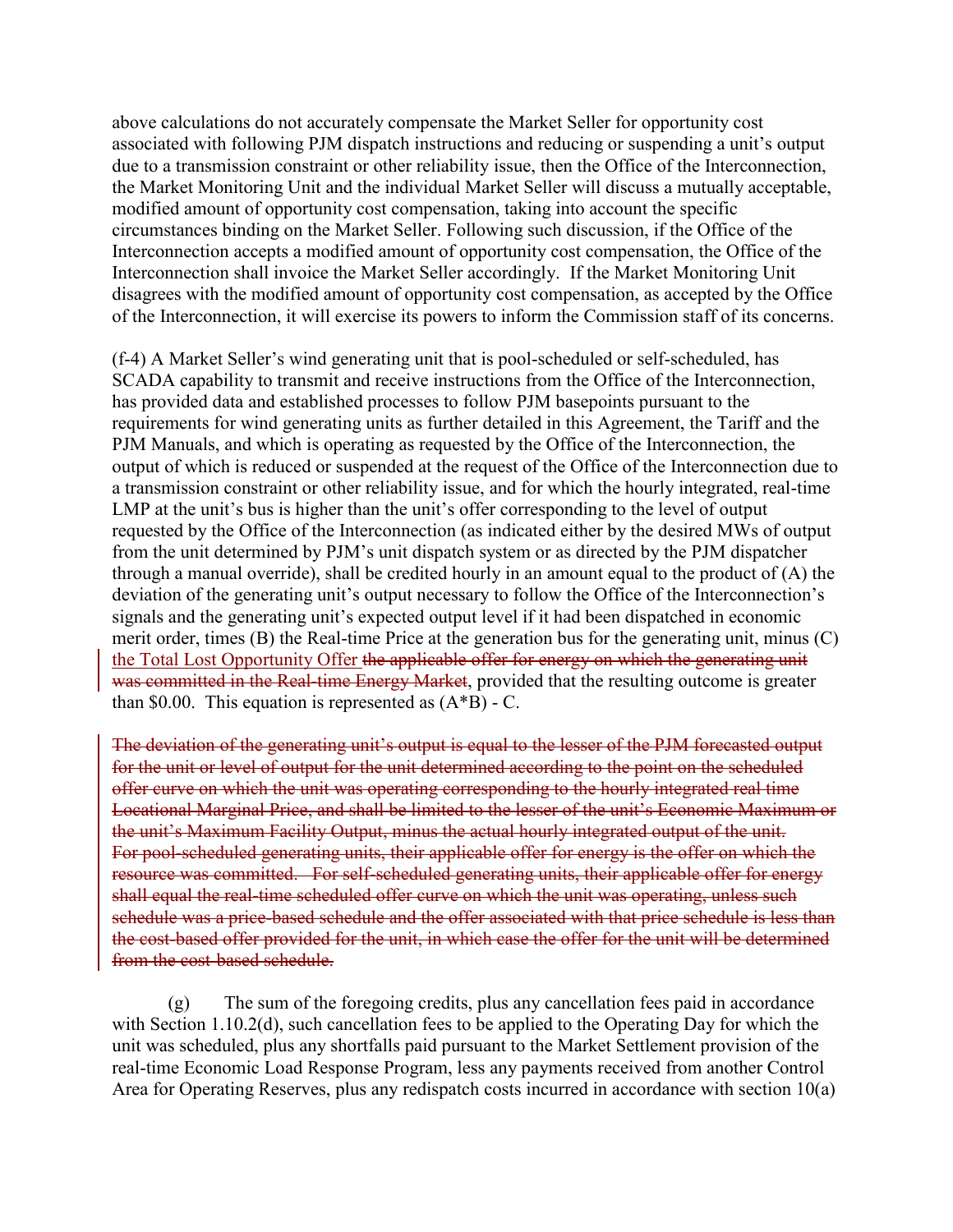above calculations do not accurately compensate the Market Seller for opportunity cost associated with following PJM dispatch instructions and reducing or suspending a unit's output due to a transmission constraint or other reliability issue, then the Office of the Interconnection, the Market Monitoring Unit and the individual Market Seller will discuss a mutually acceptable, modified amount of opportunity cost compensation, taking into account the specific circumstances binding on the Market Seller. Following such discussion, if the Office of the Interconnection accepts a modified amount of opportunity cost compensation, the Office of the Interconnection shall invoice the Market Seller accordingly. If the Market Monitoring Unit disagrees with the modified amount of opportunity cost compensation, as accepted by the Office of the Interconnection, it will exercise its powers to inform the Commission staff of its concerns.

(f-4) A Market Seller's wind generating unit that is pool-scheduled or self-scheduled, has SCADA capability to transmit and receive instructions from the Office of the Interconnection, has provided data and established processes to follow PJM basepoints pursuant to the requirements for wind generating units as further detailed in this Agreement, the Tariff and the PJM Manuals, and which is operating as requested by the Office of the Interconnection, the output of which is reduced or suspended at the request of the Office of the Interconnection due to a transmission constraint or other reliability issue, and for which the hourly integrated, real-time LMP at the unit's bus is higher than the unit's offer corresponding to the level of output requested by the Office of the Interconnection (as indicated either by the desired MWs of output from the unit determined by PJM's unit dispatch system or as directed by the PJM dispatcher through a manual override), shall be credited hourly in an amount equal to the product of (A) the deviation of the generating unit's output necessary to follow the Office of the Interconnection's signals and the generating unit's expected output level if it had been dispatched in economic merit order, times (B) the Real-time Price at the generation bus for the generating unit, minus (C) the Total Lost Opportunity Offer ~~the applicable offer for energy on which the generating unit was committed in the Real-time Energy Market~~, provided that the resulting outcome is greater than $0.00. This equation is represented as (A*B) - C.

~~The deviation of the generating unit's output is equal to the lesser of the PJM forecasted output for the unit or level of output for the unit determined according to the point on the scheduled offer curve on which the unit was operating corresponding to the hourly integrated real-time Locational Marginal Price, and shall be limited to the lesser of the unit's Economic Maximum or the unit's Maximum Facility Output, minus the actual hourly integrated output of the unit. For pool-scheduled generating units, their applicable offer for energy is the offer on which the resource was committed. For self-scheduled generating units, their applicable offer for energy shall equal the real-time scheduled offer curve on which the unit was operating, unless such schedule was a price-based schedule and the offer associated with that price schedule is less than the cost-based offer provided for the unit, in which case the offer for the unit will be determined from the cost-based schedule.~~

(g) The sum of the foregoing credits, plus any cancellation fees paid in accordance with Section 1.10.2(d), such cancellation fees to be applied to the Operating Day for which the unit was scheduled, plus any shortfalls paid pursuant to the Market Settlement provision of the real-time Economic Load Response Program, less any payments received from another Control Area for Operating Reserves, plus any redispatch costs incurred in accordance with section 10(a)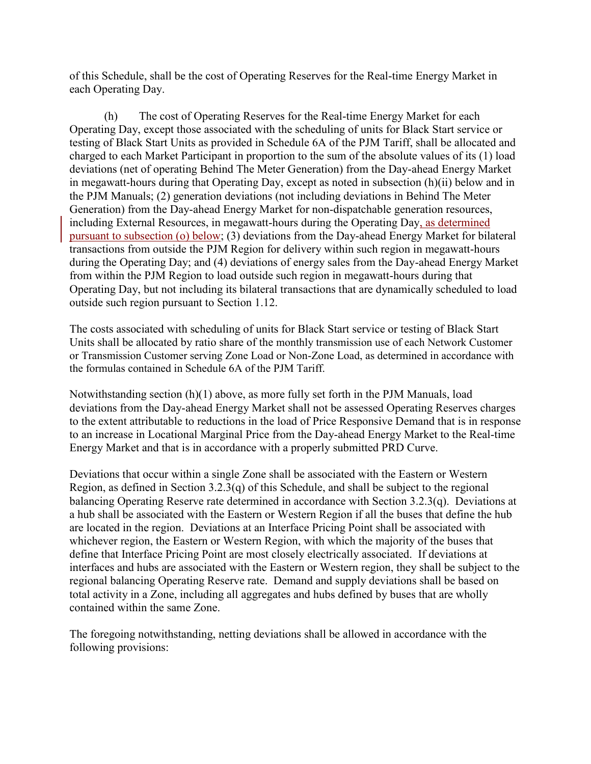of this Schedule, shall be the cost of Operating Reserves for the Real-time Energy Market in each Operating Day.

(h) The cost of Operating Reserves for the Real-time Energy Market for each Operating Day, except those associated with the scheduling of units for Black Start service or testing of Black Start Units as provided in Schedule 6A of the PJM Tariff, shall be allocated and charged to each Market Participant in proportion to the sum of the absolute values of its (1) load deviations (net of operating Behind The Meter Generation) from the Day-ahead Energy Market in megawatt-hours during that Operating Day, except as noted in subsection (h)(ii) below and in the PJM Manuals; (2) generation deviations (not including deviations in Behind The Meter Generation) from the Day-ahead Energy Market for non-dispatchable generation resources, including External Resources, in megawatt-hours during the Operating Day, as determined pursuant to subsection (o) below; (3) deviations from the Day-ahead Energy Market for bilateral transactions from outside the PJM Region for delivery within such region in megawatt-hours during the Operating Day; and (4) deviations of energy sales from the Day-ahead Energy Market from within the PJM Region to load outside such region in megawatt-hours during that Operating Day, but not including its bilateral transactions that are dynamically scheduled to load outside such region pursuant to Section 1.12.

The costs associated with scheduling of units for Black Start service or testing of Black Start Units shall be allocated by ratio share of the monthly transmission use of each Network Customer or Transmission Customer serving Zone Load or Non-Zone Load, as determined in accordance with the formulas contained in Schedule 6A of the PJM Tariff.

Notwithstanding section (h)(1) above, as more fully set forth in the PJM Manuals, load deviations from the Day-ahead Energy Market shall not be assessed Operating Reserves charges to the extent attributable to reductions in the load of Price Responsive Demand that is in response to an increase in Locational Marginal Price from the Day-ahead Energy Market to the Real-time Energy Market and that is in accordance with a properly submitted PRD Curve.

Deviations that occur within a single Zone shall be associated with the Eastern or Western Region, as defined in Section 3.2.3(q) of this Schedule, and shall be subject to the regional balancing Operating Reserve rate determined in accordance with Section 3.2.3(q). Deviations at a hub shall be associated with the Eastern or Western Region if all the buses that define the hub are located in the region. Deviations at an Interface Pricing Point shall be associated with whichever region, the Eastern or Western Region, with which the majority of the buses that define that Interface Pricing Point are most closely electrically associated. If deviations at interfaces and hubs are associated with the Eastern or Western region, they shall be subject to the regional balancing Operating Reserve rate. Demand and supply deviations shall be based on total activity in a Zone, including all aggregates and hubs defined by buses that are wholly contained within the same Zone.

The foregoing notwithstanding, netting deviations shall be allowed in accordance with the following provisions: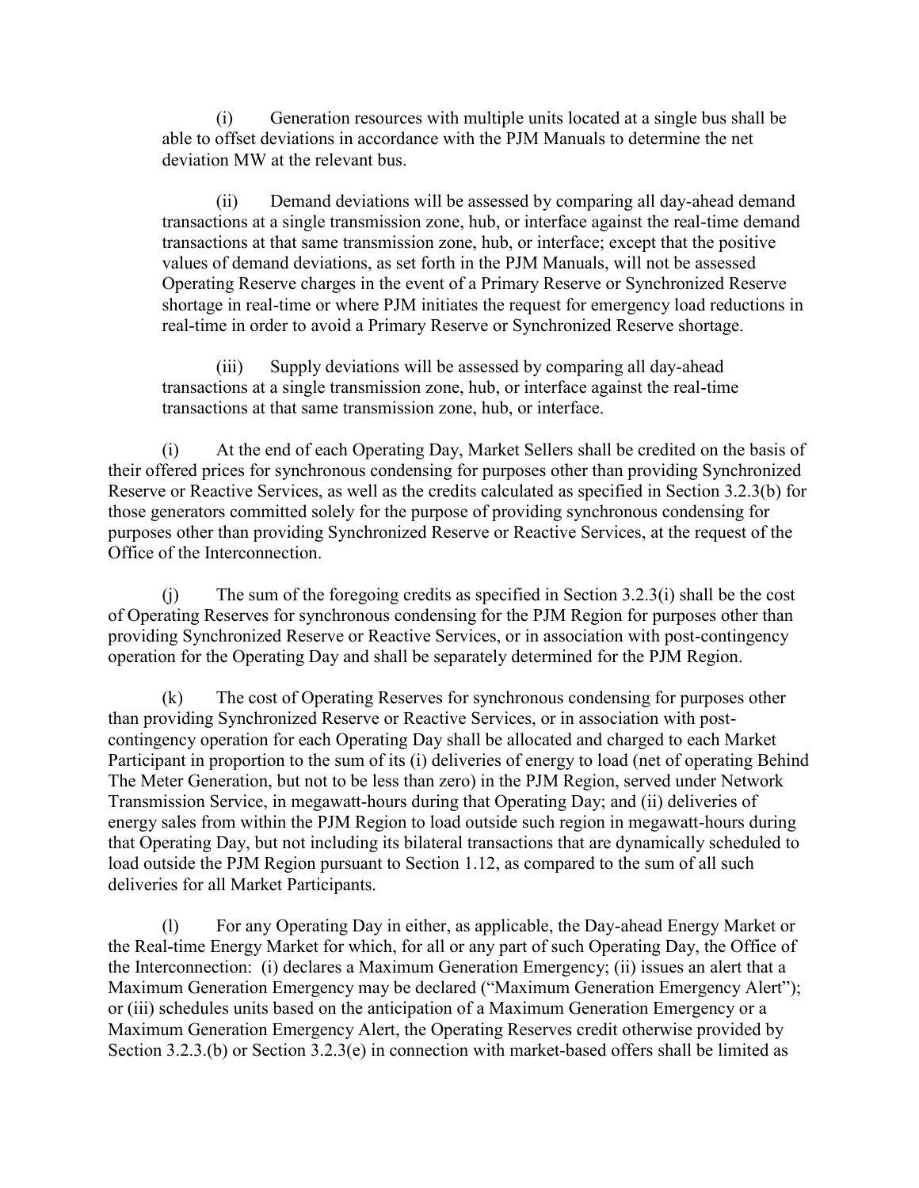(i) Generation resources with multiple units located at a single bus shall be able to offset deviations in accordance with the PJM Manuals to determine the net deviation MW at the relevant bus.

(ii) Demand deviations will be assessed by comparing all day-ahead demand transactions at a single transmission zone, hub, or interface against the real-time demand transactions at that same transmission zone, hub, or interface; except that the positive values of demand deviations, as set forth in the PJM Manuals, will not be assessed Operating Reserve charges in the event of a Primary Reserve or Synchronized Reserve shortage in real-time or where PJM initiates the request for emergency load reductions in real-time in order to avoid a Primary Reserve or Synchronized Reserve shortage.

(iii) Supply deviations will be assessed by comparing all day-ahead transactions at a single transmission zone, hub, or interface against the real-time transactions at that same transmission zone, hub, or interface.

(i) At the end of each Operating Day, Market Sellers shall be credited on the basis of their offered prices for synchronous condensing for purposes other than providing Synchronized Reserve or Reactive Services, as well as the credits calculated as specified in Section 3.2.3(b) for those generators committed solely for the purpose of providing synchronous condensing for purposes other than providing Synchronized Reserve or Reactive Services, at the request of the Office of the Interconnection.

(j) The sum of the foregoing credits as specified in Section 3.2.3(i) shall be the cost of Operating Reserves for synchronous condensing for the PJM Region for purposes other than providing Synchronized Reserve or Reactive Services, or in association with post-contingency operation for the Operating Day and shall be separately determined for the PJM Region.

(k) The cost of Operating Reserves for synchronous condensing for purposes other than providing Synchronized Reserve or Reactive Services, or in association with post-contingency operation for each Operating Day shall be allocated and charged to each Market Participant in proportion to the sum of its (i) deliveries of energy to load (net of operating Behind The Meter Generation, but not to be less than zero) in the PJM Region, served under Network Transmission Service, in megawatt-hours during that Operating Day; and (ii) deliveries of energy sales from within the PJM Region to load outside such region in megawatt-hours during that Operating Day, but not including its bilateral transactions that are dynamically scheduled to load outside the PJM Region pursuant to Section 1.12, as compared to the sum of all such deliveries for all Market Participants.

(l) For any Operating Day in either, as applicable, the Day-ahead Energy Market or the Real-time Energy Market for which, for all or any part of such Operating Day, the Office of the Interconnection: (i) declares a Maximum Generation Emergency; (ii) issues an alert that a Maximum Generation Emergency may be declared ("Maximum Generation Emergency Alert"); or (iii) schedules units based on the anticipation of a Maximum Generation Emergency or a Maximum Generation Emergency Alert, the Operating Reserves credit otherwise provided by Section 3.2.3.(b) or Section 3.2.3(e) in connection with market-based offers shall be limited as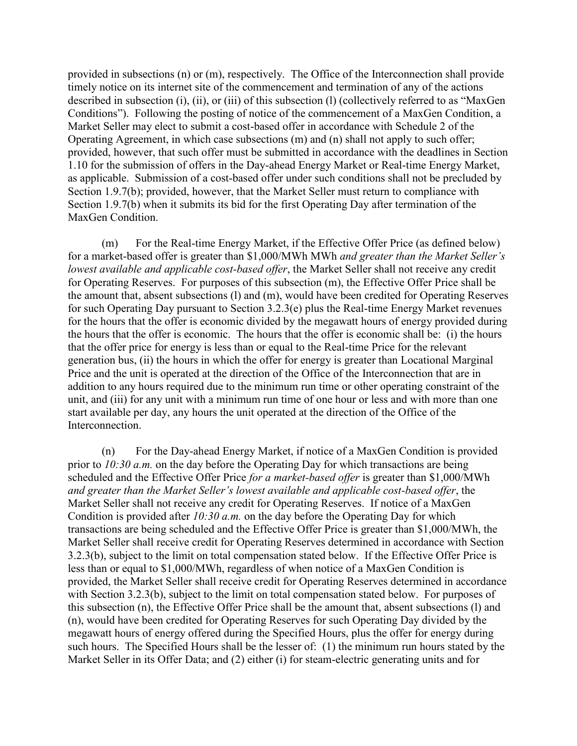provided in subsections (n) or (m), respectively. The Office of the Interconnection shall provide timely notice on its internet site of the commencement and termination of any of the actions described in subsection (i), (ii), or (iii) of this subsection (l) (collectively referred to as "MaxGen Conditions"). Following the posting of notice of the commencement of a MaxGen Condition, a Market Seller may elect to submit a cost-based offer in accordance with Schedule 2 of the Operating Agreement, in which case subsections (m) and (n) shall not apply to such offer; provided, however, that such offer must be submitted in accordance with the deadlines in Section 1.10 for the submission of offers in the Day-ahead Energy Market or Real-time Energy Market, as applicable. Submission of a cost-based offer under such conditions shall not be precluded by Section 1.9.7(b); provided, however, that the Market Seller must return to compliance with Section 1.9.7(b) when it submits its bid for the first Operating Day after termination of the MaxGen Condition.

(m) For the Real-time Energy Market, if the Effective Offer Price (as defined below) for a market-based offer is greater than $1,000/MWh MWh *and greater than the Market Seller's lowest available and applicable cost-based offer*, the Market Seller shall not receive any credit for Operating Reserves. For purposes of this subsection (m), the Effective Offer Price shall be the amount that, absent subsections (l) and (m), would have been credited for Operating Reserves for such Operating Day pursuant to Section 3.2.3(e) plus the Real-time Energy Market revenues for the hours that the offer is economic divided by the megawatt hours of energy provided during the hours that the offer is economic. The hours that the offer is economic shall be: (i) the hours that the offer price for energy is less than or equal to the Real-time Price for the relevant generation bus, (ii) the hours in which the offer for energy is greater than Locational Marginal Price and the unit is operated at the direction of the Office of the Interconnection that are in addition to any hours required due to the minimum run time or other operating constraint of the unit, and (iii) for any unit with a minimum run time of one hour or less and with more than one start available per day, any hours the unit operated at the direction of the Office of the Interconnection.

(n) For the Day-ahead Energy Market, if notice of a MaxGen Condition is provided prior to *10:30 a.m.* on the day before the Operating Day for which transactions are being scheduled and the Effective Offer Price *for a market-based offer* is greater than $1,000/MWh *and greater than the Market Seller's lowest available and applicable cost-based offer*, the Market Seller shall not receive any credit for Operating Reserves. If notice of a MaxGen Condition is provided after *10:30 a.m.* on the day before the Operating Day for which transactions are being scheduled and the Effective Offer Price is greater than $1,000/MWh, the Market Seller shall receive credit for Operating Reserves determined in accordance with Section 3.2.3(b), subject to the limit on total compensation stated below. If the Effective Offer Price is less than or equal to $1,000/MWh, regardless of when notice of a MaxGen Condition is provided, the Market Seller shall receive credit for Operating Reserves determined in accordance with Section 3.2.3(b), subject to the limit on total compensation stated below. For purposes of this subsection (n), the Effective Offer Price shall be the amount that, absent subsections (l) and (n), would have been credited for Operating Reserves for such Operating Day divided by the megawatt hours of energy offered during the Specified Hours, plus the offer for energy during such hours. The Specified Hours shall be the lesser of: (1) the minimum run hours stated by the Market Seller in its Offer Data; and (2) either (i) for steam-electric generating units and for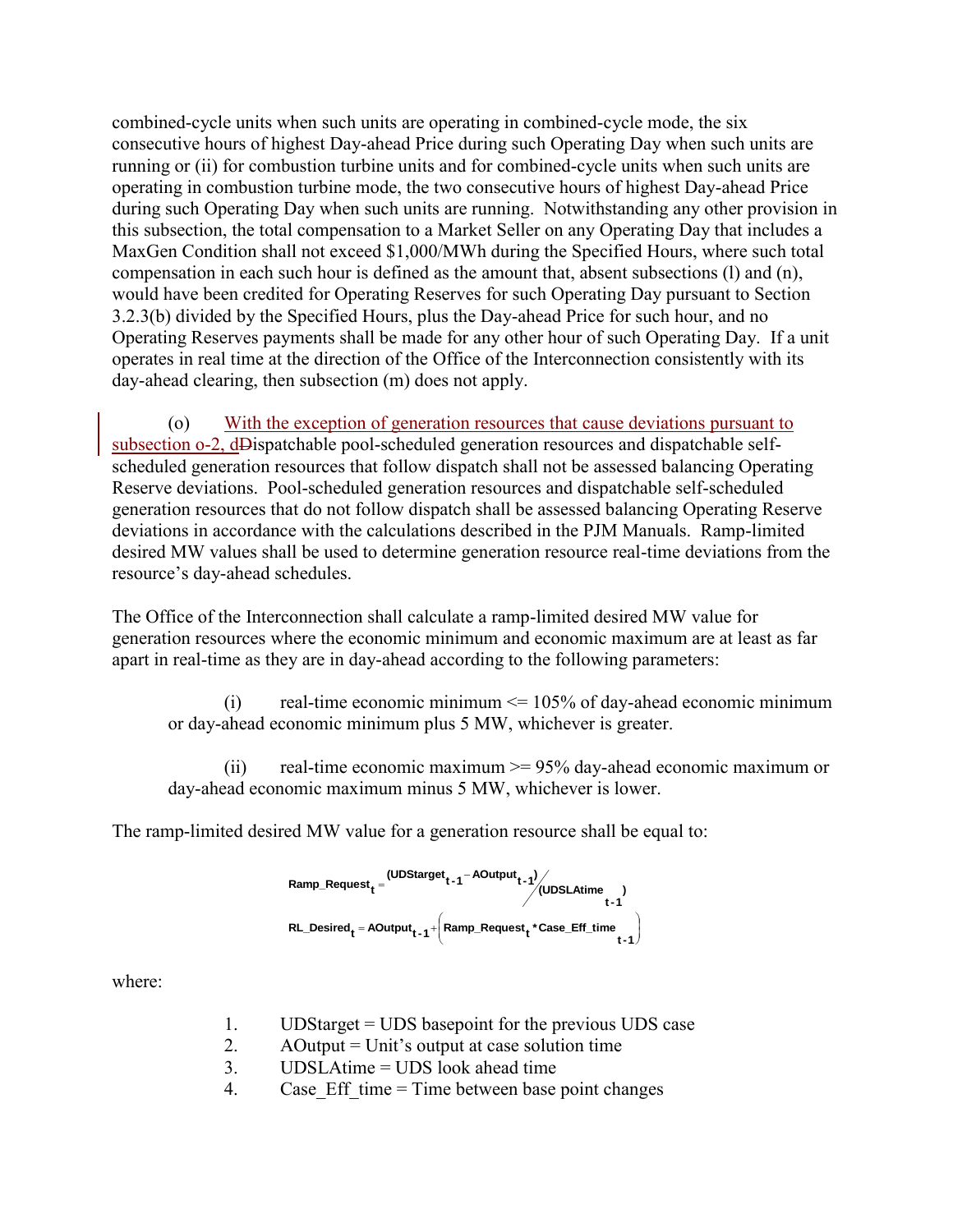combined-cycle units when such units are operating in combined-cycle mode, the six consecutive hours of highest Day-ahead Price during such Operating Day when such units are running or (ii) for combustion turbine units and for combined-cycle units when such units are operating in combustion turbine mode, the two consecutive hours of highest Day-ahead Price during such Operating Day when such units are running. Notwithstanding any other provision in this subsection, the total compensation to a Market Seller on any Operating Day that includes a MaxGen Condition shall not exceed $1,000/MWh during the Specified Hours, where such total compensation in each such hour is defined as the amount that, absent subsections (l) and (n), would have been credited for Operating Reserves for such Operating Day pursuant to Section 3.2.3(b) divided by the Specified Hours, plus the Day-ahead Price for such hour, and no Operating Reserves payments shall be made for any other hour of such Operating Day. If a unit operates in real time at the direction of the Office of the Interconnection consistently with its day-ahead clearing, then subsection (m) does not apply.

(o) With the exception of generation resources that cause deviations pursuant to subsection o-2, ~~D~~dispatchable pool-scheduled generation resources and dispatchable self-scheduled generation resources that follow dispatch shall not be assessed balancing Operating Reserve deviations. Pool-scheduled generation resources and dispatchable self-scheduled generation resources that do not follow dispatch shall be assessed balancing Operating Reserve deviations in accordance with the calculations described in the PJM Manuals. Ramp-limited desired MW values shall be used to determine generation resource real-time deviations from the resource's day-ahead schedules.

The Office of the Interconnection shall calculate a ramp-limited desired MW value for generation resources where the economic minimum and economic maximum are at least as far apart in real-time as they are in day-ahead according to the following parameters:

(i) real-time economic minimum <= 105% of day-ahead economic minimum or day-ahead economic minimum plus 5 MW, whichever is greater.

(ii) real-time economic maximum >= 95% day-ahead economic maximum or day-ahead economic maximum minus 5 MW, whichever is lower.

The ramp-limited desired MW value for a generation resource shall be equal to:

$$\text{Ramp\_Request}_t = \frac{(\text{UDStarget}_{t-1} - \text{AOutput}_{t-1})}{(\text{UDSLAtime}_{t-1})}$$

$$\text{RL\_Desired}_t = \text{AOutput}_{t-1} + \left(\text{Ramp\_Request}_t * \text{Case\_Eff\_time}_{t-1}\right)$$

where:

1. UDStarget = UDS basepoint for the previous UDS case
2. AOutput = Unit's output at case solution time
3. UDSLAtime = UDS look ahead time
4. Case_Eff_time = Time between base point changes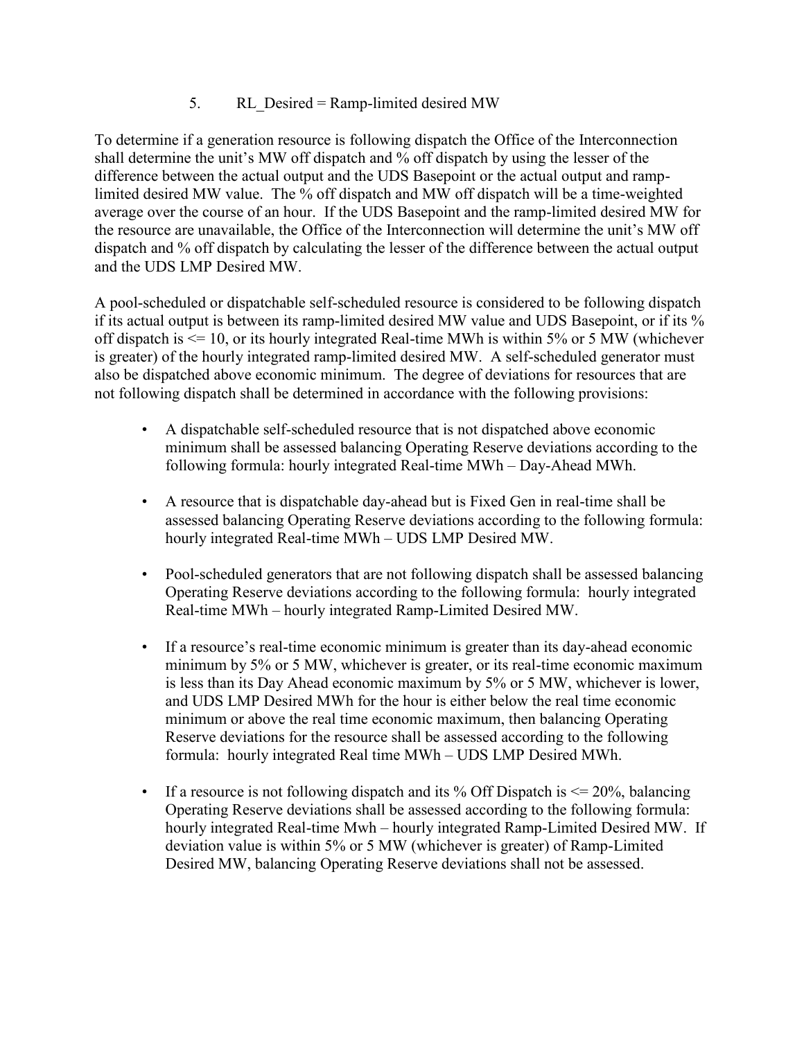5. RL_Desired = Ramp-limited desired MW

To determine if a generation resource is following dispatch the Office of the Interconnection shall determine the unit's MW off dispatch and % off dispatch by using the lesser of the difference between the actual output and the UDS Basepoint or the actual output and ramp-limited desired MW value. The % off dispatch and MW off dispatch will be a time-weighted average over the course of an hour. If the UDS Basepoint and the ramp-limited desired MW for the resource are unavailable, the Office of the Interconnection will determine the unit's MW off dispatch and % off dispatch by calculating the lesser of the difference between the actual output and the UDS LMP Desired MW.

A pool-scheduled or dispatchable self-scheduled resource is considered to be following dispatch if its actual output is between its ramp-limited desired MW value and UDS Basepoint, or if its % off dispatch is <= 10, or its hourly integrated Real-time MWh is within 5% or 5 MW (whichever is greater) of the hourly integrated ramp-limited desired MW. A self-scheduled generator must also be dispatched above economic minimum. The degree of deviations for resources that are not following dispatch shall be determined in accordance with the following provisions:

- A dispatchable self-scheduled resource that is not dispatched above economic minimum shall be assessed balancing Operating Reserve deviations according to the following formula: hourly integrated Real-time MWh – Day-Ahead MWh.

- A resource that is dispatchable day-ahead but is Fixed Gen in real-time shall be assessed balancing Operating Reserve deviations according to the following formula: hourly integrated Real-time MWh – UDS LMP Desired MW.

- Pool-scheduled generators that are not following dispatch shall be assessed balancing Operating Reserve deviations according to the following formula: hourly integrated Real-time MWh – hourly integrated Ramp-Limited Desired MW.

- If a resource's real-time economic minimum is greater than its day-ahead economic minimum by 5% or 5 MW, whichever is greater, or its real-time economic maximum is less than its Day Ahead economic maximum by 5% or 5 MW, whichever is lower, and UDS LMP Desired MWh for the hour is either below the real time economic minimum or above the real time economic maximum, then balancing Operating Reserve deviations for the resource shall be assessed according to the following formula: hourly integrated Real time MWh – UDS LMP Desired MWh.

- If a resource is not following dispatch and its % Off Dispatch is <= 20%, balancing Operating Reserve deviations shall be assessed according to the following formula: hourly integrated Real-time Mwh – hourly integrated Ramp-Limited Desired MW. If deviation value is within 5% or 5 MW (whichever is greater) of Ramp-Limited Desired MW, balancing Operating Reserve deviations shall not be assessed.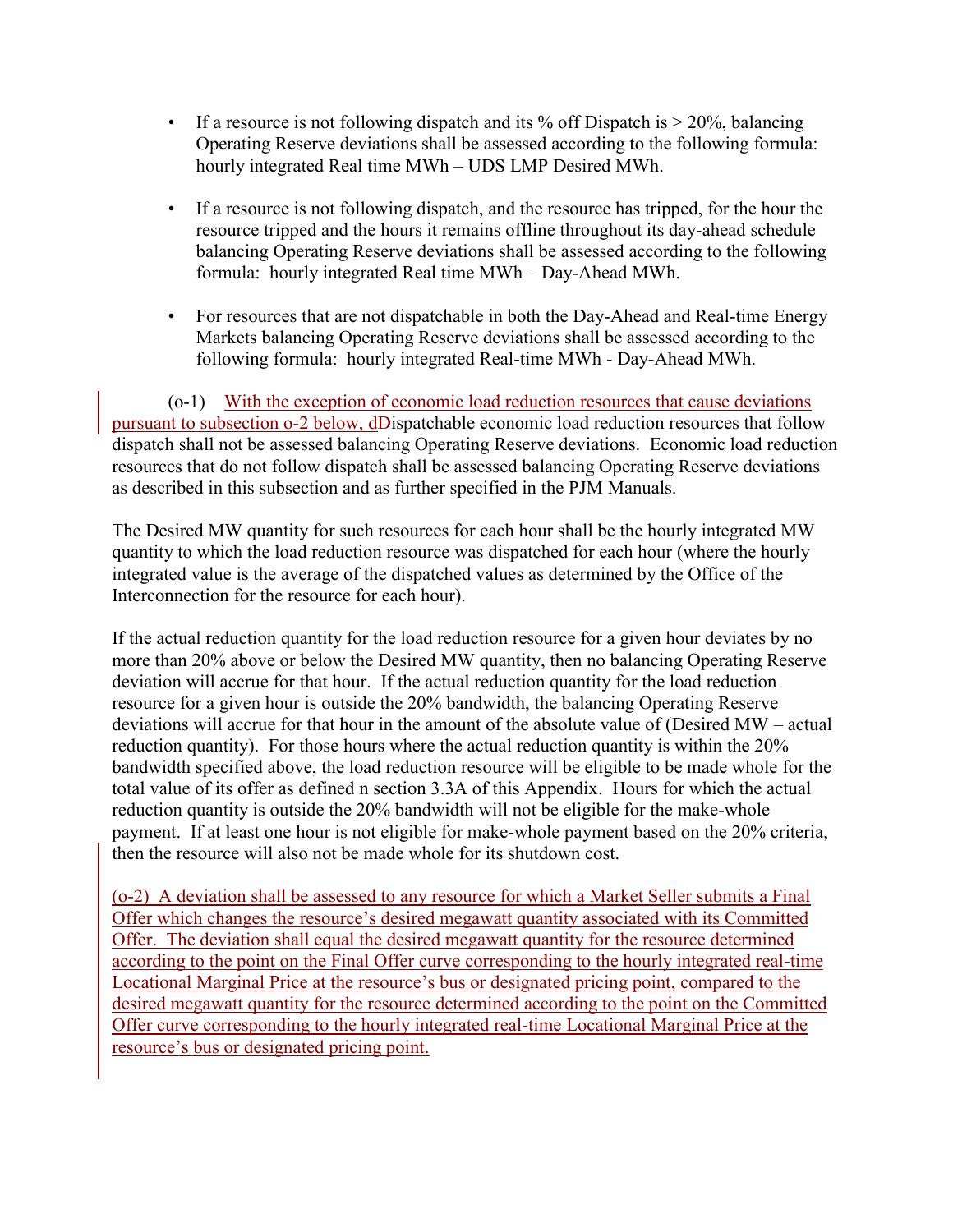- If a resource is not following dispatch and its % off Dispatch is > 20%, balancing Operating Reserve deviations shall be assessed according to the following formula: hourly integrated Real time MWh – UDS LMP Desired MWh.

- If a resource is not following dispatch, and the resource has tripped, for the hour the resource tripped and the hours it remains offline throughout its day-ahead schedule balancing Operating Reserve deviations shall be assessed according to the following formula: hourly integrated Real time MWh – Day-Ahead MWh.

- For resources that are not dispatchable in both the Day-Ahead and Real-time Energy Markets balancing Operating Reserve deviations shall be assessed according to the following formula: hourly integrated Real-time MWh - Day-Ahead MWh.

(o-1) With the exception of economic load reduction resources that cause deviations pursuant to subsection o-2 below, dDispatchable economic load reduction resources that follow dispatch shall not be assessed balancing Operating Reserve deviations. Economic load reduction resources that do not follow dispatch shall be assessed balancing Operating Reserve deviations as described in this subsection and as further specified in the PJM Manuals.

The Desired MW quantity for such resources for each hour shall be the hourly integrated MW quantity to which the load reduction resource was dispatched for each hour (where the hourly integrated value is the average of the dispatched values as determined by the Office of the Interconnection for the resource for each hour).

If the actual reduction quantity for the load reduction resource for a given hour deviates by no more than 20% above or below the Desired MW quantity, then no balancing Operating Reserve deviation will accrue for that hour. If the actual reduction quantity for the load reduction resource for a given hour is outside the 20% bandwidth, the balancing Operating Reserve deviations will accrue for that hour in the amount of the absolute value of (Desired MW – actual reduction quantity). For those hours where the actual reduction quantity is within the 20% bandwidth specified above, the load reduction resource will be eligible to be made whole for the total value of its offer as defined n section 3.3A of this Appendix. Hours for which the actual reduction quantity is outside the 20% bandwidth will not be eligible for the make-whole payment. If at least one hour is not eligible for make-whole payment based on the 20% criteria, then the resource will also not be made whole for its shutdown cost.

(o-2) A deviation shall be assessed to any resource for which a Market Seller submits a Final Offer which changes the resource's desired megawatt quantity associated with its Committed Offer. The deviation shall equal the desired megawatt quantity for the resource determined according to the point on the Final Offer curve corresponding to the hourly integrated real-time Locational Marginal Price at the resource's bus or designated pricing point, compared to the desired megawatt quantity for the resource determined according to the point on the Committed Offer curve corresponding to the hourly integrated real-time Locational Marginal Price at the resource's bus or designated pricing point.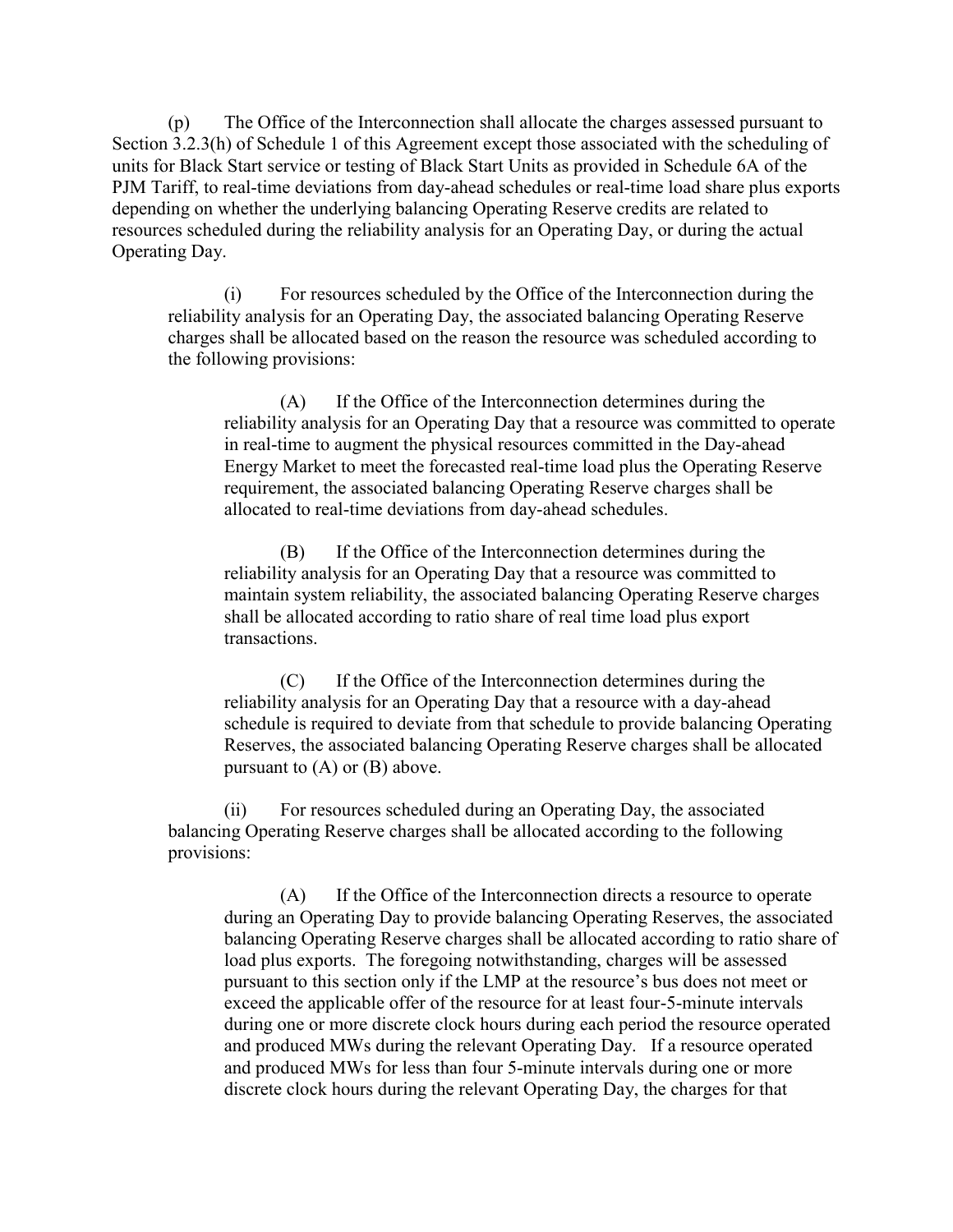(p) The Office of the Interconnection shall allocate the charges assessed pursuant to Section 3.2.3(h) of Schedule 1 of this Agreement except those associated with the scheduling of units for Black Start service or testing of Black Start Units as provided in Schedule 6A of the PJM Tariff, to real-time deviations from day-ahead schedules or real-time load share plus exports depending on whether the underlying balancing Operating Reserve credits are related to resources scheduled during the reliability analysis for an Operating Day, or during the actual Operating Day.

(i) For resources scheduled by the Office of the Interconnection during the reliability analysis for an Operating Day, the associated balancing Operating Reserve charges shall be allocated based on the reason the resource was scheduled according to the following provisions:

(A) If the Office of the Interconnection determines during the reliability analysis for an Operating Day that a resource was committed to operate in real-time to augment the physical resources committed in the Day-ahead Energy Market to meet the forecasted real-time load plus the Operating Reserve requirement, the associated balancing Operating Reserve charges shall be allocated to real-time deviations from day-ahead schedules.

(B) If the Office of the Interconnection determines during the reliability analysis for an Operating Day that a resource was committed to maintain system reliability, the associated balancing Operating Reserve charges shall be allocated according to ratio share of real time load plus export transactions.

(C) If the Office of the Interconnection determines during the reliability analysis for an Operating Day that a resource with a day-ahead schedule is required to deviate from that schedule to provide balancing Operating Reserves, the associated balancing Operating Reserve charges shall be allocated pursuant to (A) or (B) above.

(ii) For resources scheduled during an Operating Day, the associated balancing Operating Reserve charges shall be allocated according to the following provisions:

(A) If the Office of the Interconnection directs a resource to operate during an Operating Day to provide balancing Operating Reserves, the associated balancing Operating Reserve charges shall be allocated according to ratio share of load plus exports. The foregoing notwithstanding, charges will be assessed pursuant to this section only if the LMP at the resource's bus does not meet or exceed the applicable offer of the resource for at least four-5-minute intervals during one or more discrete clock hours during each period the resource operated and produced MWs during the relevant Operating Day. If a resource operated and produced MWs for less than four 5-minute intervals during one or more discrete clock hours during the relevant Operating Day, the charges for that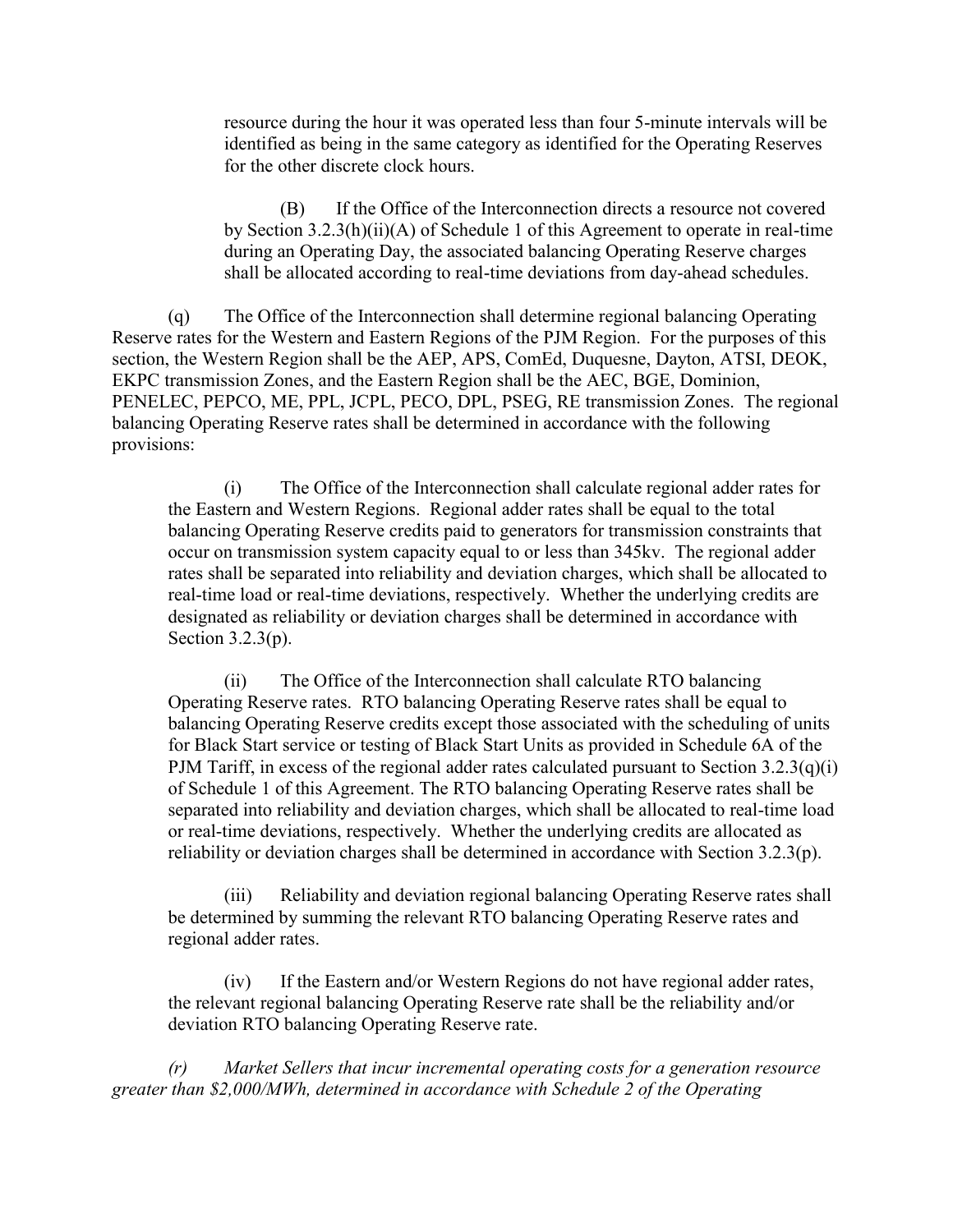resource during the hour it was operated less than four 5-minute intervals will be identified as being in the same category as identified for the Operating Reserves for the other discrete clock hours.

(B) If the Office of the Interconnection directs a resource not covered by Section 3.2.3(h)(ii)(A) of Schedule 1 of this Agreement to operate in real-time during an Operating Day, the associated balancing Operating Reserve charges shall be allocated according to real-time deviations from day-ahead schedules.

(q) The Office of the Interconnection shall determine regional balancing Operating Reserve rates for the Western and Eastern Regions of the PJM Region. For the purposes of this section, the Western Region shall be the AEP, APS, ComEd, Duquesne, Dayton, ATSI, DEOK, EKPC transmission Zones, and the Eastern Region shall be the AEC, BGE, Dominion, PENELEC, PEPCO, ME, PPL, JCPL, PECO, DPL, PSEG, RE transmission Zones. The regional balancing Operating Reserve rates shall be determined in accordance with the following provisions:

(i) The Office of the Interconnection shall calculate regional adder rates for the Eastern and Western Regions. Regional adder rates shall be equal to the total balancing Operating Reserve credits paid to generators for transmission constraints that occur on transmission system capacity equal to or less than 345kv. The regional adder rates shall be separated into reliability and deviation charges, which shall be allocated to real-time load or real-time deviations, respectively. Whether the underlying credits are designated as reliability or deviation charges shall be determined in accordance with Section 3.2.3(p).

(ii) The Office of the Interconnection shall calculate RTO balancing Operating Reserve rates. RTO balancing Operating Reserve rates shall be equal to balancing Operating Reserve credits except those associated with the scheduling of units for Black Start service or testing of Black Start Units as provided in Schedule 6A of the PJM Tariff, in excess of the regional adder rates calculated pursuant to Section 3.2.3(q)(i) of Schedule 1 of this Agreement. The RTO balancing Operating Reserve rates shall be separated into reliability and deviation charges, which shall be allocated to real-time load or real-time deviations, respectively. Whether the underlying credits are allocated as reliability or deviation charges shall be determined in accordance with Section 3.2.3(p).

(iii) Reliability and deviation regional balancing Operating Reserve rates shall be determined by summing the relevant RTO balancing Operating Reserve rates and regional adder rates.

(iv) If the Eastern and/or Western Regions do not have regional adder rates, the relevant regional balancing Operating Reserve rate shall be the reliability and/or deviation RTO balancing Operating Reserve rate.

*(r) Market Sellers that incur incremental operating costs for a generation resource greater than $2,000/MWh, determined in accordance with Schedule 2 of the Operating*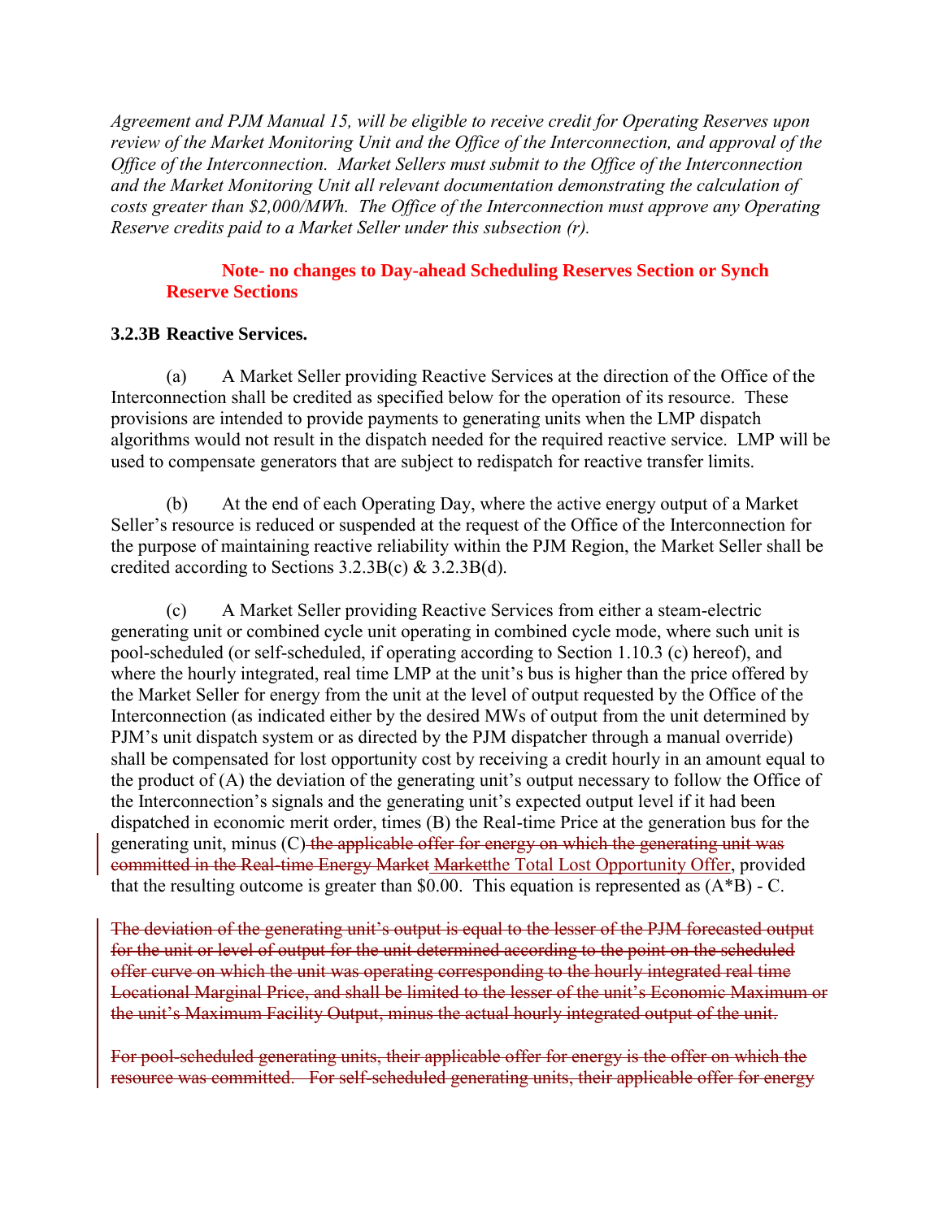*Agreement and PJM Manual 15, will be eligible to receive credit for Operating Reserves upon review of the Market Monitoring Unit and the Office of the Interconnection, and approval of the Office of the Interconnection. Market Sellers must submit to the Office of the Interconnection and the Market Monitoring Unit all relevant documentation demonstrating the calculation of costs greater than $2,000/MWh. The Office of the Interconnection must approve any Operating Reserve credits paid to a Market Seller under this subsection (r).*

**Note- no changes to Day-ahead Scheduling Reserves Section or Synch Reserve Sections**

**3.2.3B Reactive Services.**

(a) A Market Seller providing Reactive Services at the direction of the Office of the Interconnection shall be credited as specified below for the operation of its resource. These provisions are intended to provide payments to generating units when the LMP dispatch algorithms would not result in the dispatch needed for the required reactive service. LMP will be used to compensate generators that are subject to redispatch for reactive transfer limits.

(b) At the end of each Operating Day, where the active energy output of a Market Seller's resource is reduced or suspended at the request of the Office of the Interconnection for the purpose of maintaining reactive reliability within the PJM Region, the Market Seller shall be credited according to Sections 3.2.3B(c) & 3.2.3B(d).

(c) A Market Seller providing Reactive Services from either a steam-electric generating unit or combined cycle unit operating in combined cycle mode, where such unit is pool-scheduled (or self-scheduled, if operating according to Section 1.10.3 (c) hereof), and where the hourly integrated, real time LMP at the unit's bus is higher than the price offered by the Market Seller for energy from the unit at the level of output requested by the Office of the Interconnection (as indicated either by the desired MWs of output from the unit determined by PJM's unit dispatch system or as directed by the PJM dispatcher through a manual override) shall be compensated for lost opportunity cost by receiving a credit hourly in an amount equal to the product of (A) the deviation of the generating unit's output necessary to follow the Office of the Interconnection's signals and the generating unit's expected output level if it had been dispatched in economic merit order, times (B) the Real-time Price at the generation bus for the generating unit, minus (C) ~~the applicable offer for energy on which the generating unit was committed in the Real-time Energy Market~~ ~~Market~~the Total Lost Opportunity Offer, provided that the resulting outcome is greater than $0.00. This equation is represented as (A*B) - C.

~~The deviation of the generating unit's output is equal to the lesser of the PJM forecasted output for the unit or level of output for the unit determined according to the point on the scheduled offer curve on which the unit was operating corresponding to the hourly integrated real time Locational Marginal Price, and shall be limited to the lesser of the unit's Economic Maximum or the unit's Maximum Facility Output, minus the actual hourly integrated output of the unit.~~

~~For pool-scheduled generating units, their applicable offer for energy is the offer on which the resource was committed. For self-scheduled generating units, their applicable offer for energy~~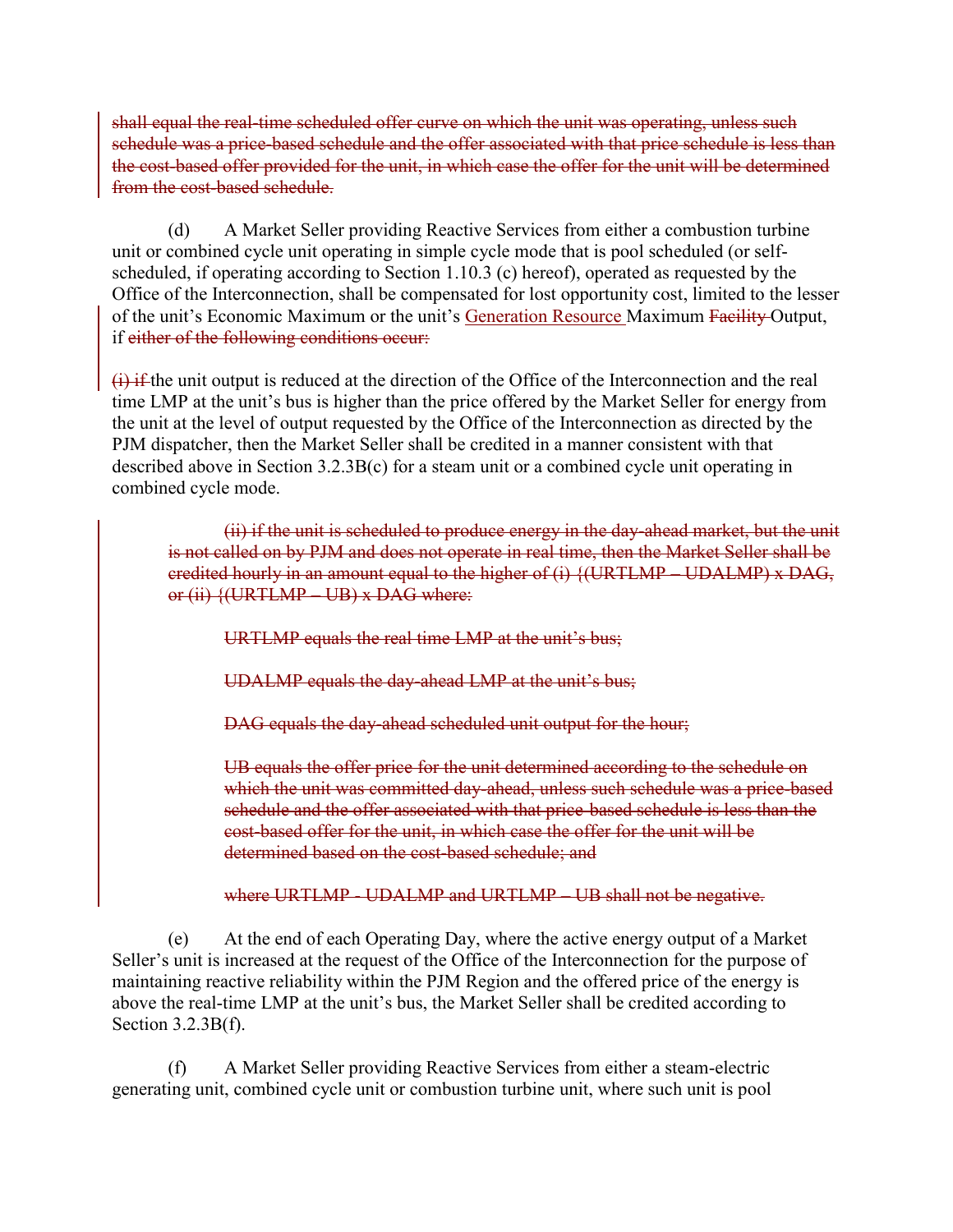~~shall equal the real-time scheduled offer curve on which the unit was operating, unless such schedule was a price-based schedule and the offer associated with that price schedule is less than the cost-based offer provided for the unit, in which case the offer for the unit will be determined from the cost-based schedule.~~

(d) A Market Seller providing Reactive Services from either a combustion turbine unit or combined cycle unit operating in simple cycle mode that is pool scheduled (or self-scheduled, if operating according to Section 1.10.3 (c) hereof), operated as requested by the Office of the Interconnection, shall be compensated for lost opportunity cost, limited to the lesser of the unit's Economic Maximum or the unit's <u>Generation Resource</u> Maximum ~~Facility~~ Output, if ~~either of the following conditions occur:~~

~~(i) if~~ the unit output is reduced at the direction of the Office of the Interconnection and the real time LMP at the unit's bus is higher than the price offered by the Market Seller for energy from the unit at the level of output requested by the Office of the Interconnection as directed by the PJM dispatcher, then the Market Seller shall be credited in a manner consistent with that described above in Section 3.2.3B(c) for a steam unit or a combined cycle unit operating in combined cycle mode.

~~(ii) if the unit is scheduled to produce energy in the day-ahead market, but the unit is not called on by PJM and does not operate in real time, then the Market Seller shall be credited hourly in an amount equal to the higher of (i) {(URTLMP – UDALMP) x DAG, or (ii) {(URTLMP – UB) x DAG where:~~

~~URTLMP equals the real time LMP at the unit's bus;~~

~~UDALMP equals the day-ahead LMP at the unit's bus;~~

~~DAG equals the day-ahead scheduled unit output for the hour;~~

~~UB equals the offer price for the unit determined according to the schedule on which the unit was committed day-ahead, unless such schedule was a price-based schedule and the offer associated with that price-based schedule is less than the cost-based offer for the unit, in which case the offer for the unit will be determined based on the cost-based schedule; and~~

~~where URTLMP - UDALMP and URTLMP – UB shall not be negative.~~

(e) At the end of each Operating Day, where the active energy output of a Market Seller's unit is increased at the request of the Office of the Interconnection for the purpose of maintaining reactive reliability within the PJM Region and the offered price of the energy is above the real-time LMP at the unit's bus, the Market Seller shall be credited according to Section 3.2.3B(f).

(f) A Market Seller providing Reactive Services from either a steam-electric generating unit, combined cycle unit or combustion turbine unit, where such unit is pool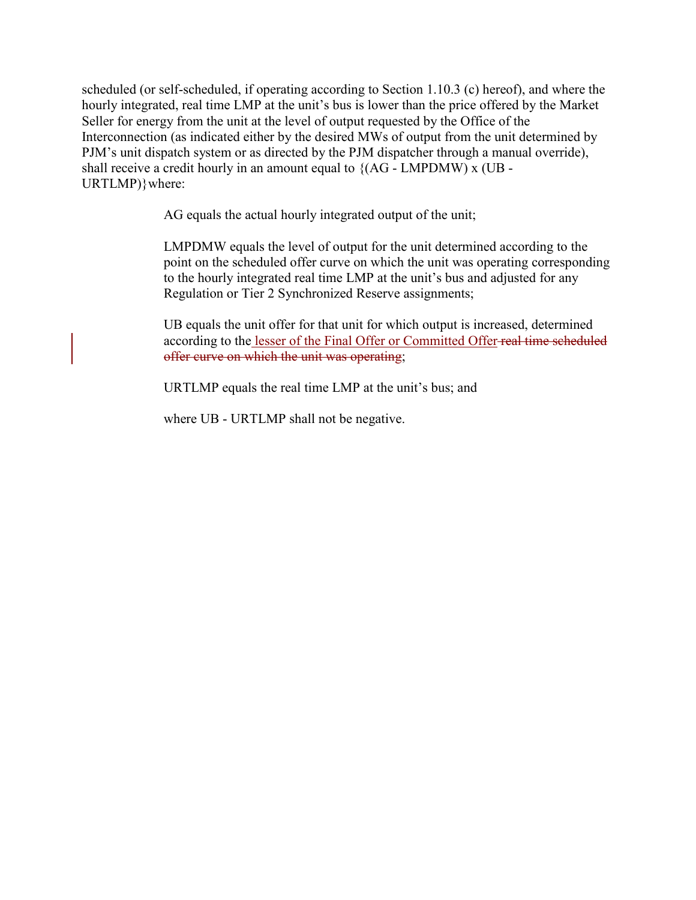scheduled (or self-scheduled, if operating according to Section 1.10.3 (c) hereof), and where the hourly integrated, real time LMP at the unit's bus is lower than the price offered by the Market Seller for energy from the unit at the level of output requested by the Office of the Interconnection (as indicated either by the desired MWs of output from the unit determined by PJM's unit dispatch system or as directed by the PJM dispatcher through a manual override), shall receive a credit hourly in an amount equal to {(AG - LMPDMW) x (UB - URTLMP)} where:

> AG equals the actual hourly integrated output of the unit;
>
> LMPDMW equals the level of output for the unit determined according to the point on the scheduled offer curve on which the unit was operating corresponding to the hourly integrated real time LMP at the unit's bus and adjusted for any Regulation or Tier 2 Synchronized Reserve assignments;
>
> UB equals the unit offer for that unit for which output is increased, determined according to the lesser of the Final Offer or Committed Offer ~~real time scheduled offer curve on which the unit was operating~~;
>
> URTLMP equals the real time LMP at the unit's bus; and
>
> where UB - URTLMP shall not be negative.